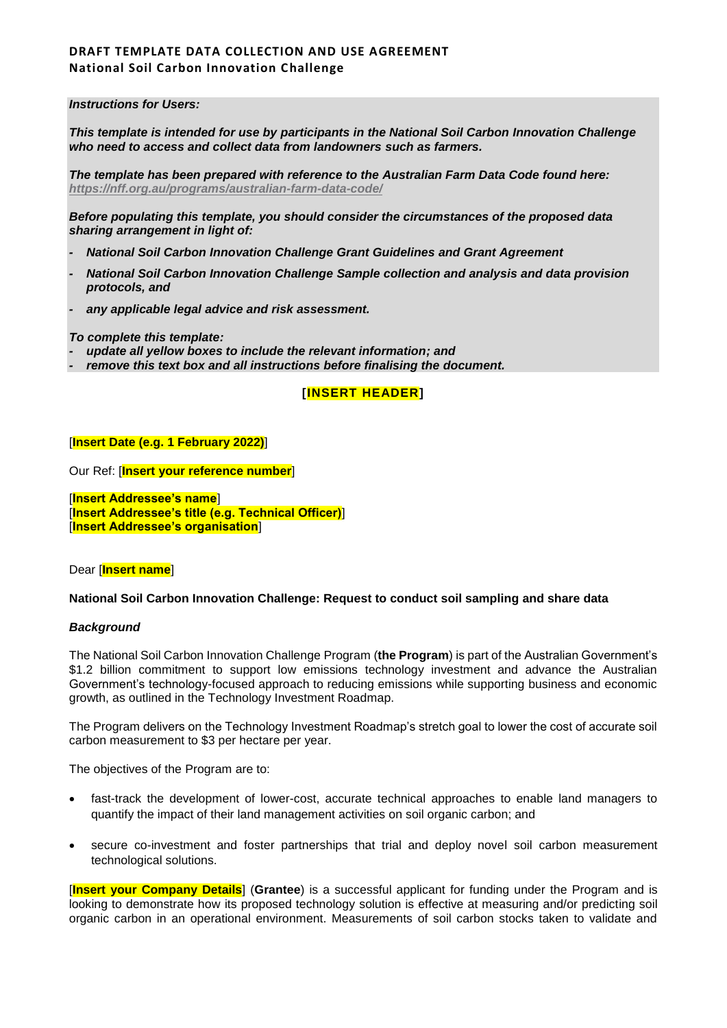**DRAFT TEMPLATE DATA COLLECTION AND USE AGREEMENT**
**National Soil Carbon Innovation Challenge**

***Instructions for Users:***

***This template is intended for use by participants in the National Soil Carbon Innovation Challenge who need to access and collect data from landowners such as farmers.***

***The template has been prepared with reference to the Australian Farm Data Code found here: https://nff.org.au/programs/australian-farm-data-code/***

***Before populating this template, you should consider the circumstances of the proposed data sharing arrangement in light of:***

- ***National Soil Carbon Innovation Challenge Grant Guidelines and Grant Agreement***
- ***National Soil Carbon Innovation Challenge Sample collection and analysis and data provision protocols, and***
- ***any applicable legal advice and risk assessment.***

***To complete this template:***

- ***update all yellow boxes to include the relevant information; and***
- ***remove this text box and all instructions before finalising the document.***

**[INSERT HEADER]**

[**Insert Date (e.g. 1 February 2022)**]

Our Ref: [**Insert your reference number**]

[**Insert Addressee's name**]
[**Insert Addressee's title (e.g. Technical Officer)**]
[**Insert Addressee's organisation**]

Dear [**Insert name**]

**National Soil Carbon Innovation Challenge: Request to conduct soil sampling and share data**

***Background***

The National Soil Carbon Innovation Challenge Program (**the Program**) is part of the Australian Government's $1.2 billion commitment to support low emissions technology investment and advance the Australian Government's technology-focused approach to reducing emissions while supporting business and economic growth, as outlined in the Technology Investment Roadmap.

The Program delivers on the Technology Investment Roadmap's stretch goal to lower the cost of accurate soil carbon measurement to $3 per hectare per year.

The objectives of the Program are to:

- fast-track the development of lower-cost, accurate technical approaches to enable land managers to quantify the impact of their land management activities on soil organic carbon; and
- secure co-investment and foster partnerships that trial and deploy novel soil carbon measurement technological solutions.

[**Insert your Company Details**] (**Grantee**) is a successful applicant for funding under the Program and is looking to demonstrate how its proposed technology solution is effective at measuring and/or predicting soil organic carbon in an operational environment. Measurements of soil carbon stocks taken to validate and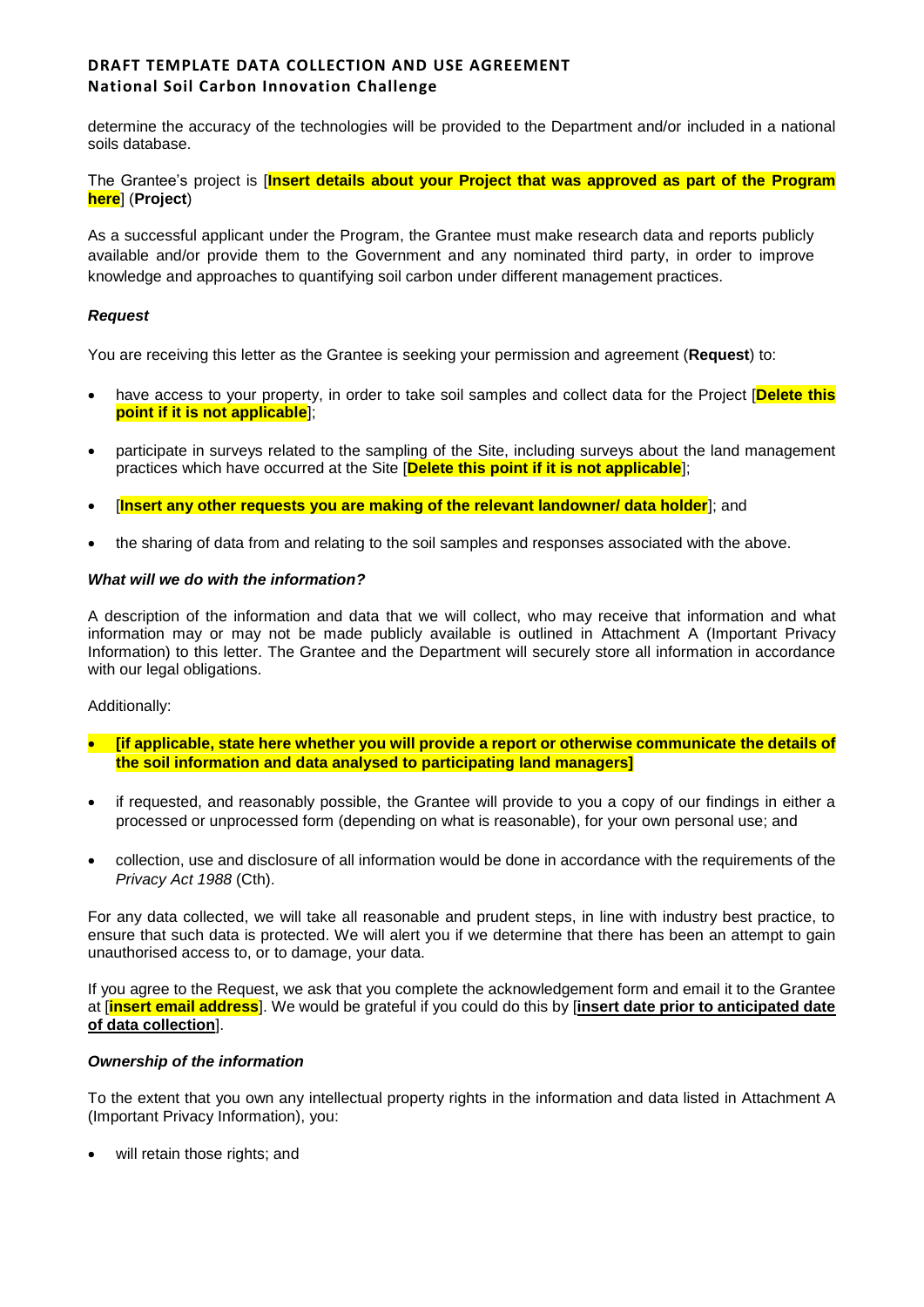determine the accuracy of the technologies will be provided to the Department and/or included in a national soils database.

The Grantee's project is [**Insert details about your Project that was approved as part of the Program here**] (**Project**)

As a successful applicant under the Program, the Grantee must make research data and reports publicly available and/or provide them to the Government and any nominated third party, in order to improve knowledge and approaches to quantifying soil carbon under different management practices.

***Request***

You are receiving this letter as the Grantee is seeking your permission and agreement (**Request**) to:

- have access to your property, in order to take soil samples and collect data for the Project [**Delete this point if it is not applicable**];
- participate in surveys related to the sampling of the Site, including surveys about the land management practices which have occurred at the Site [**Delete this point if it is not applicable**];
- [**Insert any other requests you are making of the relevant landowner/ data holder**]; and
- the sharing of data from and relating to the soil samples and responses associated with the above.

***What will we do with the information?***

A description of the information and data that we will collect, who may receive that information and what information may or may not be made publicly available is outlined in Attachment A (Important Privacy Information) to this letter. The Grantee and the Department will securely store all information in accordance with our legal obligations.

Additionally:

- **[if applicable, state here whether you will provide a report or otherwise communicate the details of the soil information and data analysed to participating land managers]**
- if requested, and reasonably possible, the Grantee will provide to you a copy of our findings in either a processed or unprocessed form (depending on what is reasonable), for your own personal use; and
- collection, use and disclosure of all information would be done in accordance with the requirements of the *Privacy Act 1988* (Cth).

For any data collected, we will take all reasonable and prudent steps, in line with industry best practice, to ensure that such data is protected. We will alert you if we determine that there has been an attempt to gain unauthorised access to, or to damage, your data.

If you agree to the Request, we ask that you complete the acknowledgement form and email it to the Grantee at [**insert email address**]. We would be grateful if you could do this by [**insert date prior to anticipated date of data collection**].

***Ownership of the information***

To the extent that you own any intellectual property rights in the information and data listed in Attachment A (Important Privacy Information), you:

- will retain those rights; and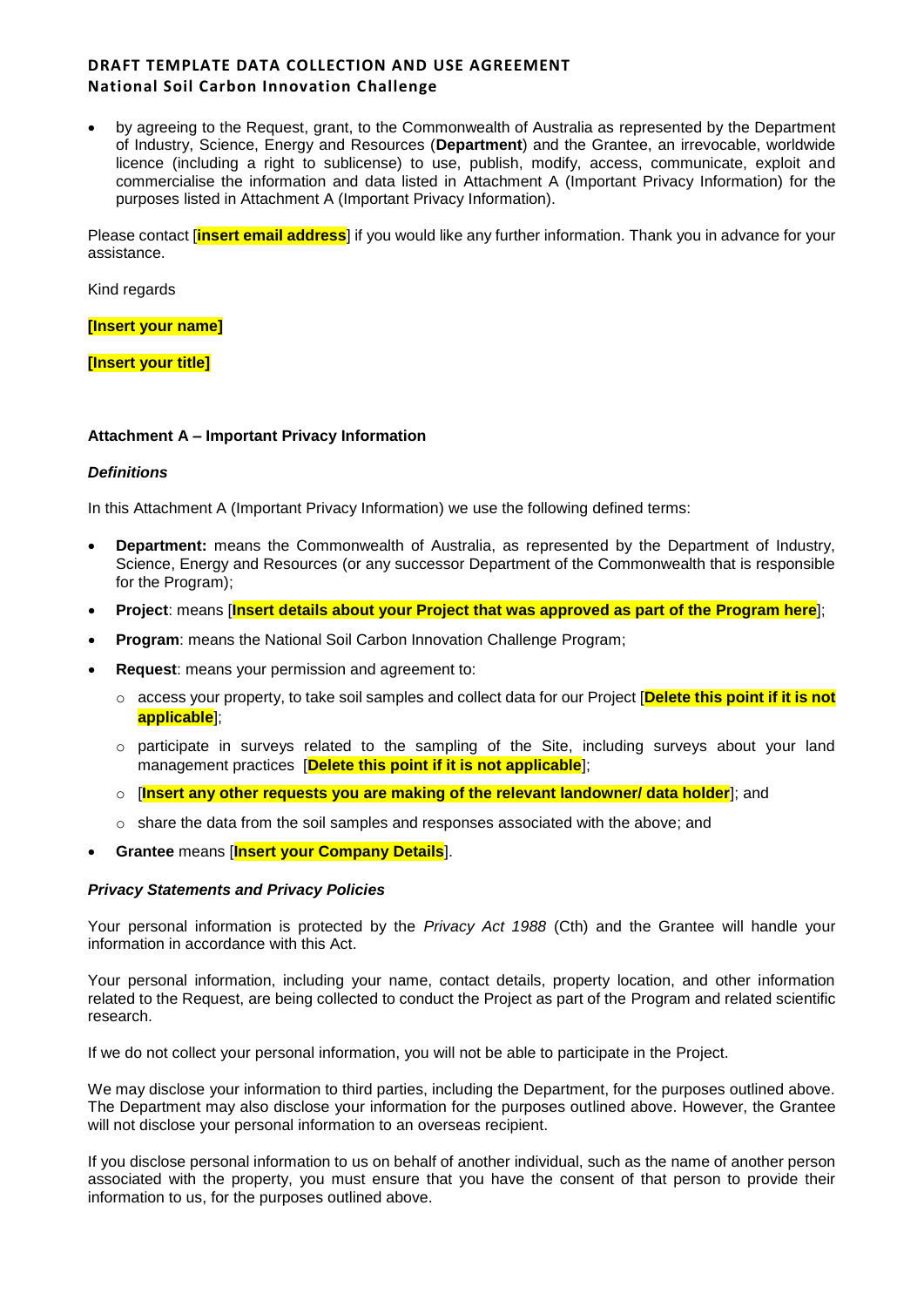- by agreeing to the Request, grant, to the Commonwealth of Australia as represented by the Department of Industry, Science, Energy and Resources (**Department**) and the Grantee, an irrevocable, worldwide licence (including a right to sublicense) to use, publish, modify, access, communicate, exploit and commercialise the information and data listed in Attachment A (Important Privacy Information) for the purposes listed in Attachment A (Important Privacy Information).

Please contact [**insert email address**] if you would like any further information. Thank you in advance for your assistance.

Kind regards

**[Insert your name]**

**[Insert your title]**

**Attachment A – Important Privacy Information**

***Definitions***

In this Attachment A (Important Privacy Information) we use the following defined terms:

- **Department:** means the Commonwealth of Australia, as represented by the Department of Industry, Science, Energy and Resources (or any successor Department of the Commonwealth that is responsible for the Program);
- **Project**: means [**Insert details about your Project that was approved as part of the Program here**];
- **Program**: means the National Soil Carbon Innovation Challenge Program;
- **Request**: means your permission and agreement to:
  - access your property, to take soil samples and collect data for our Project [**Delete this point if it is not applicable**];
  - participate in surveys related to the sampling of the Site, including surveys about your land management practices [**Delete this point if it is not applicable**];
  - [**Insert any other requests you are making of the relevant landowner/ data holder**]; and
  - share the data from the soil samples and responses associated with the above; and
- **Grantee** means [**Insert your Company Details**].

***Privacy Statements and Privacy Policies***

Your personal information is protected by the *Privacy Act 1988* (Cth) and the Grantee will handle your information in accordance with this Act.

Your personal information, including your name, contact details, property location, and other information related to the Request, are being collected to conduct the Project as part of the Program and related scientific research.

If we do not collect your personal information, you will not be able to participate in the Project.

We may disclose your information to third parties, including the Department, for the purposes outlined above. The Department may also disclose your information for the purposes outlined above. However, the Grantee will not disclose your personal information to an overseas recipient.

If you disclose personal information to us on behalf of another individual, such as the name of another person associated with the property, you must ensure that you have the consent of that person to provide their information to us, for the purposes outlined above.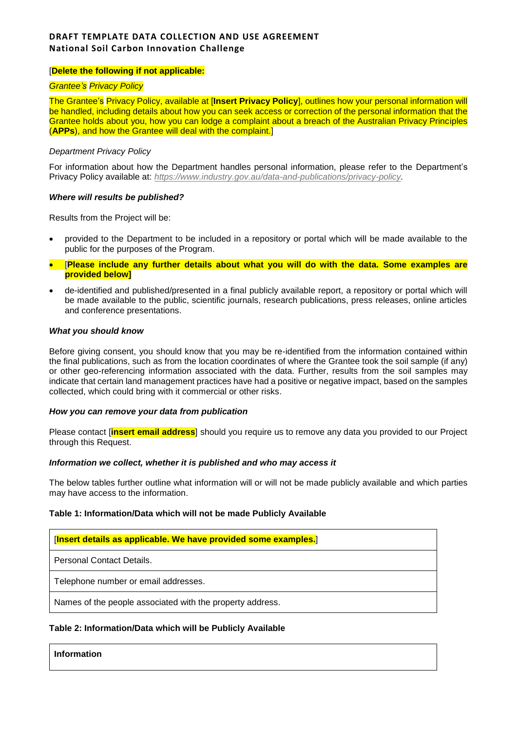**DRAFT TEMPLATE DATA COLLECTION AND USE AGREEMENT**
**National Soil Carbon Innovation Challenge**

[**Delete the following if not applicable:**

*Grantee's Privacy Policy*

The Grantee's Privacy Policy, available at [**Insert Privacy Policy**], outlines how your personal information will be handled, including details about how you can seek access or correction of the personal information that the Grantee holds about you, how you can lodge a complaint about a breach of the Australian Privacy Principles (**APPs**), and how the Grantee will deal with the complaint.]

*Department Privacy Policy*

For information about how the Department handles personal information, please refer to the Department's Privacy Policy available at: *https://www.industry.gov.au/data-and-publications/privacy-policy*.

***Where will results be published?***

Results from the Project will be:

- provided to the Department to be included in a repository or portal which will be made available to the public for the purposes of the Program.
- [**Please include any further details about what you will do with the data. Some examples are provided below]**
- de-identified and published/presented in a final publicly available report, a repository or portal which will be made available to the public, scientific journals, research publications, press releases, online articles and conference presentations.

***What you should know***

Before giving consent, you should know that you may be re-identified from the information contained within the final publications, such as from the location coordinates of where the Grantee took the soil sample (if any) or other geo-referencing information associated with the data. Further, results from the soil samples may indicate that certain land management practices have had a positive or negative impact, based on the samples collected, which could bring with it commercial or other risks.

***How you can remove your data from publication***

Please contact [**insert email address**] should you require us to remove any data you provided to our Project through this Request.

***Information we collect, whether it is published and who may access it***

The below tables further outline what information will or will not be made publicly available and which parties may have access to the information.

**Table 1: Information/Data which will not be made Publicly Available**

| [**Insert details as applicable. We have provided some examples.**] |
| --- |
| Personal Contact Details. |
| Telephone number or email addresses. |
| Names of the people associated with the property address. |

**Table 2: Information/Data which will be Publicly Available**

| **Information** |
| --- |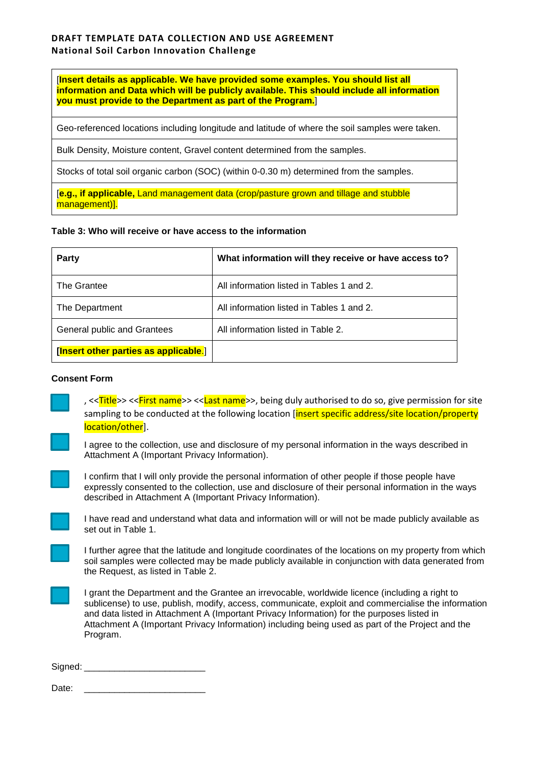**DRAFT TEMPLATE DATA COLLECTION AND USE AGREEMENT**
**National Soil Carbon Innovation Challenge**

| [**Insert details as applicable. We have provided some examples. You should list all information and Data which will be publicly available. This should include all information you must provide to the Department as part of the Program.**] |
|---|
| Geo-referenced locations including longitude and latitude of where the soil samples were taken. |
| Bulk Density, Moisture content, Gravel content determined from the samples. |
| Stocks of total soil organic carbon (SOC) (within 0-0.30 m) determined from the samples. |
| [**e.g., if applicable,** Land management data (crop/pasture grown and tillage and stubble management)]. |

**Table 3: Who will receive or have access to the information**

| Party | What information will they receive or have access to? |
|---|---|
| The Grantee | All information listed in Tables 1 and 2. |
| The Department | All information listed in Tables 1 and 2. |
| General public and Grantees | All information listed in Table 2. |
| [**Insert other parties as applicable**.] | |

**Consent Form**

- ☐ , <<Title>> <<First name>> <<Last name>>, being duly authorised to do so, give permission for site sampling to be conducted at the following location [insert specific address/site location/property location/other].
- ☐ I agree to the collection, use and disclosure of my personal information in the ways described in Attachment A (Important Privacy Information).
- ☐ I confirm that I will only provide the personal information of other people if those people have expressly consented to the collection, use and disclosure of their personal information in the ways described in Attachment A (Important Privacy Information).
- ☐ I have read and understand what data and information will or will not be made publicly available as set out in Table 1.
- ☐ I further agree that the latitude and longitude coordinates of the locations on my property from which soil samples were collected may be made publicly available in conjunction with data generated from the Request, as listed in Table 2.
- ☐ I grant the Department and the Grantee an irrevocable, worldwide licence (including a right to sublicense) to use, publish, modify, access, communicate, exploit and commercialise the information and data listed in Attachment A (Important Privacy Information) for the purposes listed in Attachment A (Important Privacy Information) including being used as part of the Project and the Program.

Signed: ________________________

Date: ________________________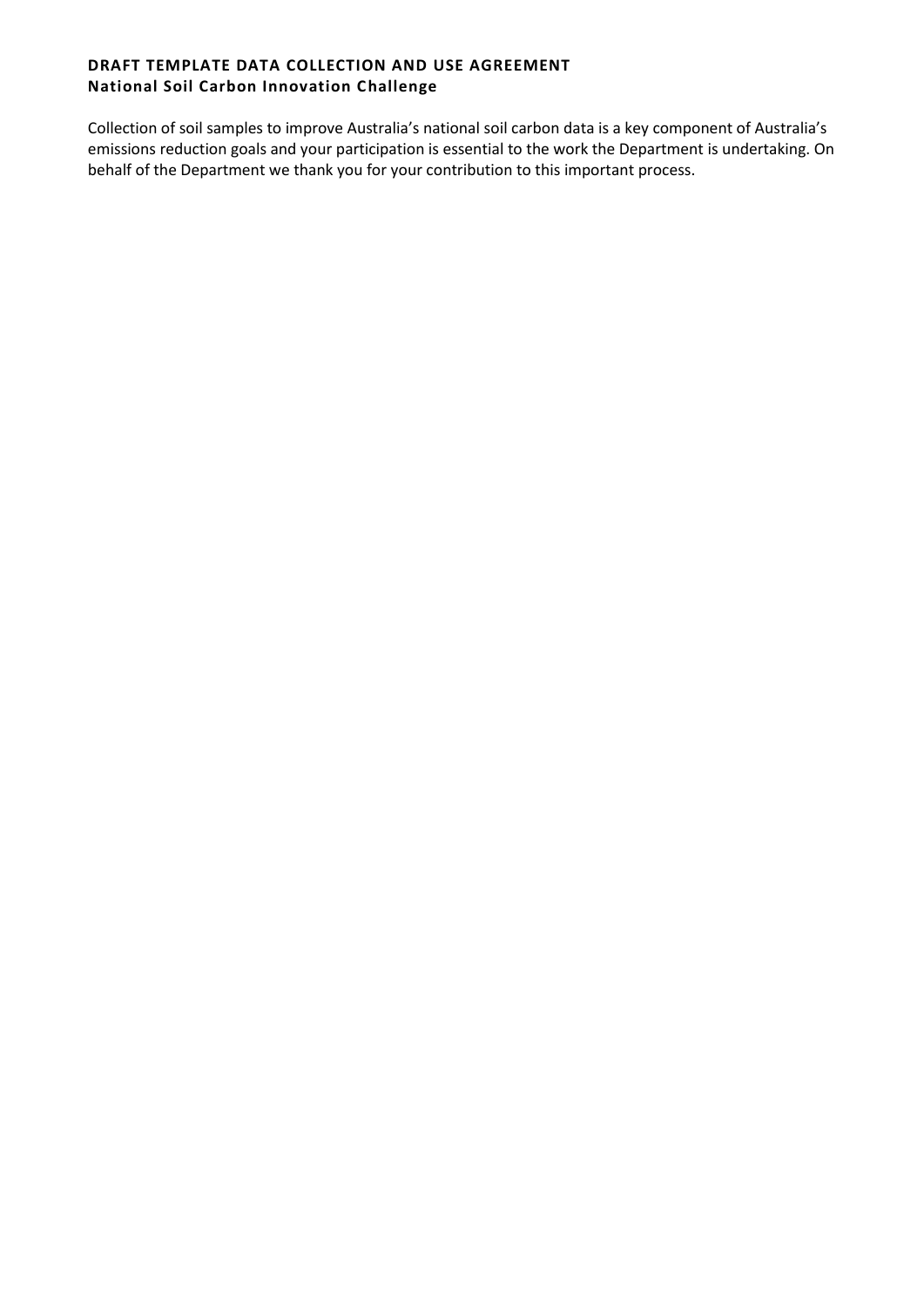**DRAFT TEMPLATE DATA COLLECTION AND USE AGREEMENT**
**National Soil Carbon Innovation Challenge**

Collection of soil samples to improve Australia's national soil carbon data is a key component of Australia's emissions reduction goals and your participation is essential to the work the Department is undertaking. On behalf of the Department we thank you for your contribution to this important process.